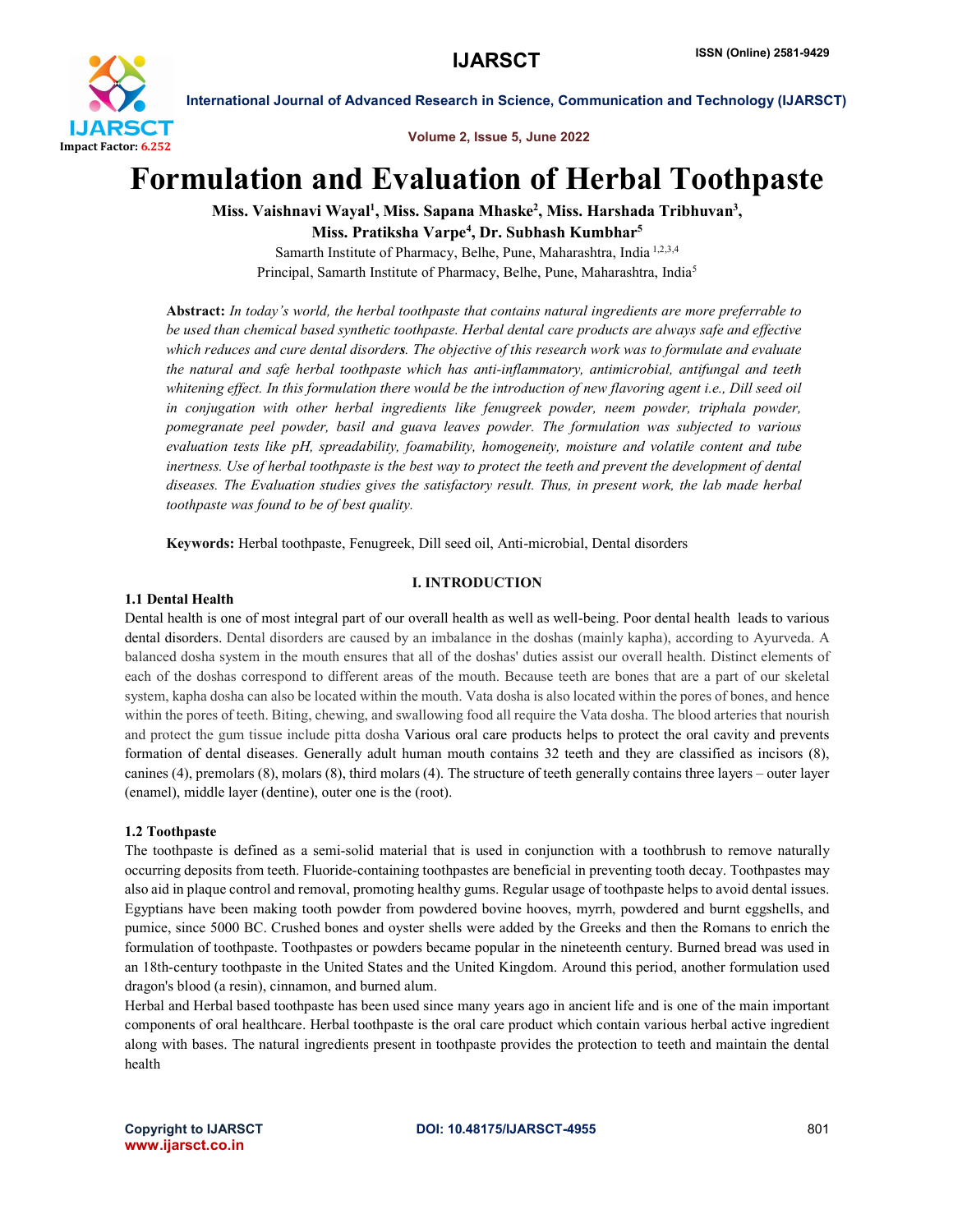# Formulation and Evaluation of Herbal Toothpaste

**Miss. Vaishnavi Wayal[1], Miss. Sapana Mhaske[2], Miss. Harshada Tribhuvan[3], Miss. Pratiksha Varpe[4], Dr. Subhash Kumbhar[5]**

Samarth Institute of Pharmacy, Belhe, Pune, Maharashtra, India [1,2,3,4]

Principal, Samarth Institute of Pharmacy, Belhe, Pune, Maharashtra, India[5]

**Abstract:** *In today's world, the herbal toothpaste that contains natural ingredients are more preferrable to be used than chemical based synthetic toothpaste. Herbal dental care products are always safe and effective which reduces and cure dental disorders. The objective of this research work was to formulate and evaluate the natural and safe herbal toothpaste which has anti-inflammatory, antimicrobial, antifungal and teeth whitening effect. In this formulation there would be the introduction of new flavoring agent i.e., Dill seed oil in conjugation with other herbal ingredients like fenugreek powder, neem powder, triphala powder, pomegranate peel powder, basil and guava leaves powder. The formulation was subjected to various evaluation tests like pH, spreadability, foamability, homogeneity, moisture and volatile content and tube inertness. Use of herbal toothpaste is the best way to protect the teeth and prevent the development of dental diseases. The Evaluation studies gives the satisfactory result. Thus, in present work, the lab made herbal toothpaste was found to be of best quality.*

**Keywords:** Herbal toothpaste, Fenugreek, Dill seed oil, Anti-microbial, Dental disorders

## I. INTRODUCTION

### 1.1 Dental Health

Dental health is one of most integral part of our overall health as well as well-being. Poor dental health leads to various dental disorders. Dental disorders are caused by an imbalance in the doshas (mainly kapha), according to Ayurveda. A balanced dosha system in the mouth ensures that all of the doshas' duties assist our overall health. Distinct elements of each of the doshas correspond to different areas of the mouth. Because teeth are bones that are a part of our skeletal system, kapha dosha can also be located within the mouth. Vata dosha is also located within the pores of bones, and hence within the pores of teeth. Biting, chewing, and swallowing food all require the Vata dosha. The blood arteries that nourish and protect the gum tissue include pitta dosha Various oral care products helps to protect the oral cavity and prevents formation of dental diseases. Generally adult human mouth contains 32 teeth and they are classified as incisors (8), canines (4), premolars (8), molars (8), third molars (4). The structure of teeth generally contains three layers – outer layer (enamel), middle layer (dentine), outer one is the (root).

### 1.2 Toothpaste

The toothpaste is defined as a semi-solid material that is used in conjunction with a toothbrush to remove naturally occurring deposits from teeth. Fluoride-containing toothpastes are beneficial in preventing tooth decay. Toothpastes may also aid in plaque control and removal, promoting healthy gums. Regular usage of toothpaste helps to avoid dental issues. Egyptians have been making tooth powder from powdered bovine hooves, myrrh, powdered and burnt eggshells, and pumice, since 5000 BC. Crushed bones and oyster shells were added by the Greeks and then the Romans to enrich the formulation of toothpaste. Toothpastes or powders became popular in the nineteenth century. Burned bread was used in an 18th-century toothpaste in the United States and the United Kingdom. Around this period, another formulation used dragon's blood (a resin), cinnamon, and burned alum.

Herbal and Herbal based toothpaste has been used since many years ago in ancient life and is one of the main important components of oral healthcare. Herbal toothpaste is the oral care product which contain various herbal active ingredient along with bases. The natural ingredients present in toothpaste provides the protection to teeth and maintain the dental health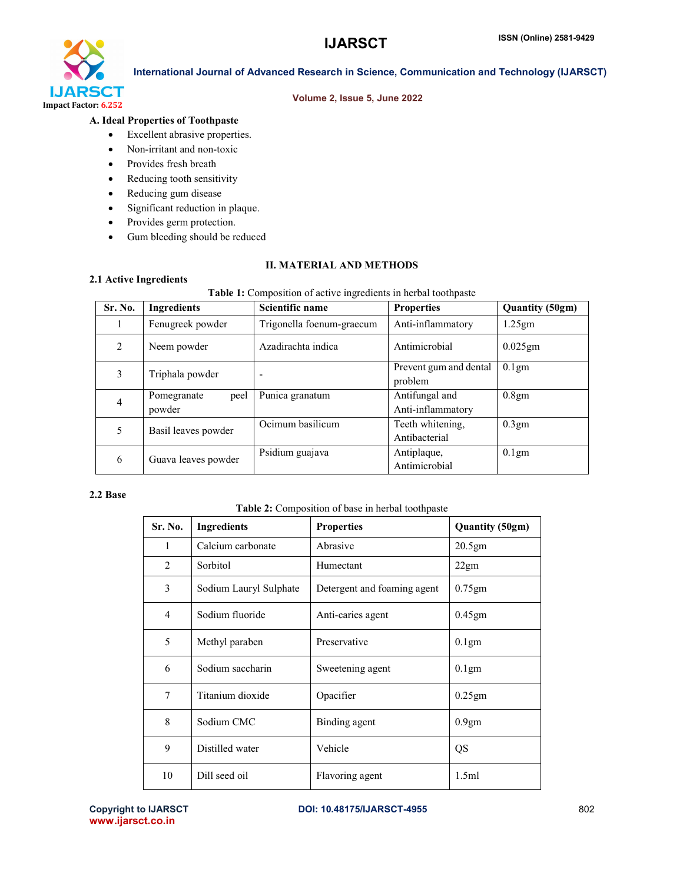### A. Ideal Properties of Toothpaste

- Excellent abrasive properties.
- Non-irritant and non-toxic
- Provides fresh breath
- Reducing tooth sensitivity
- Reducing gum disease
- Significant reduction in plaque.
- Provides germ protection.
- Gum bleeding should be reduced

## II. MATERIAL AND METHODS

### 2.1 Active Ingredients

**Table 1:** Composition of active ingredients in herbal toothpaste

| Sr. No. | Ingredients | Scientific name | Properties | Quantity (50gm) |
|---|---|---|---|---|
| 1 | Fenugreek powder | Trigonella foenum-graecum | Anti-inflammatory | 1.25gm |
| 2 | Neem powder | Azadirachta indica | Antimicrobial | 0.025gm |
| 3 | Triphala powder | - | Prevent gum and dental problem | 0.1gm |
| 4 | Pomegranate peel powder | Punica granatum | Antifungal and Anti-inflammatory | 0.8gm |
| 5 | Basil leaves powder | Ocimum basilicum | Teeth whitening, Antibacterial | 0.3gm |
| 6 | Guava leaves powder | Psidium guajava | Antiplaque, Antimicrobial | 0.1gm |

### 2.2 Base

**Table 2:** Composition of base in herbal toothpaste

| Sr. No. | Ingredients | Properties | Quantity (50gm) |
|---|---|---|---|
| 1 | Calcium carbonate | Abrasive | 20.5gm |
| 2 | Sorbitol | Humectant | 22gm |
| 3 | Sodium Lauryl Sulphate | Detergent and foaming agent | 0.75gm |
| 4 | Sodium fluoride | Anti-caries agent | 0.45gm |
| 5 | Methyl paraben | Preservative | 0.1gm |
| 6 | Sodium saccharin | Sweetening agent | 0.1gm |
| 7 | Titanium dioxide | Opacifier | 0.25gm |
| 8 | Sodium CMC | Binding agent | 0.9gm |
| 9 | Distilled water | Vehicle | QS |
| 10 | Dill seed oil | Flavoring agent | 1.5ml |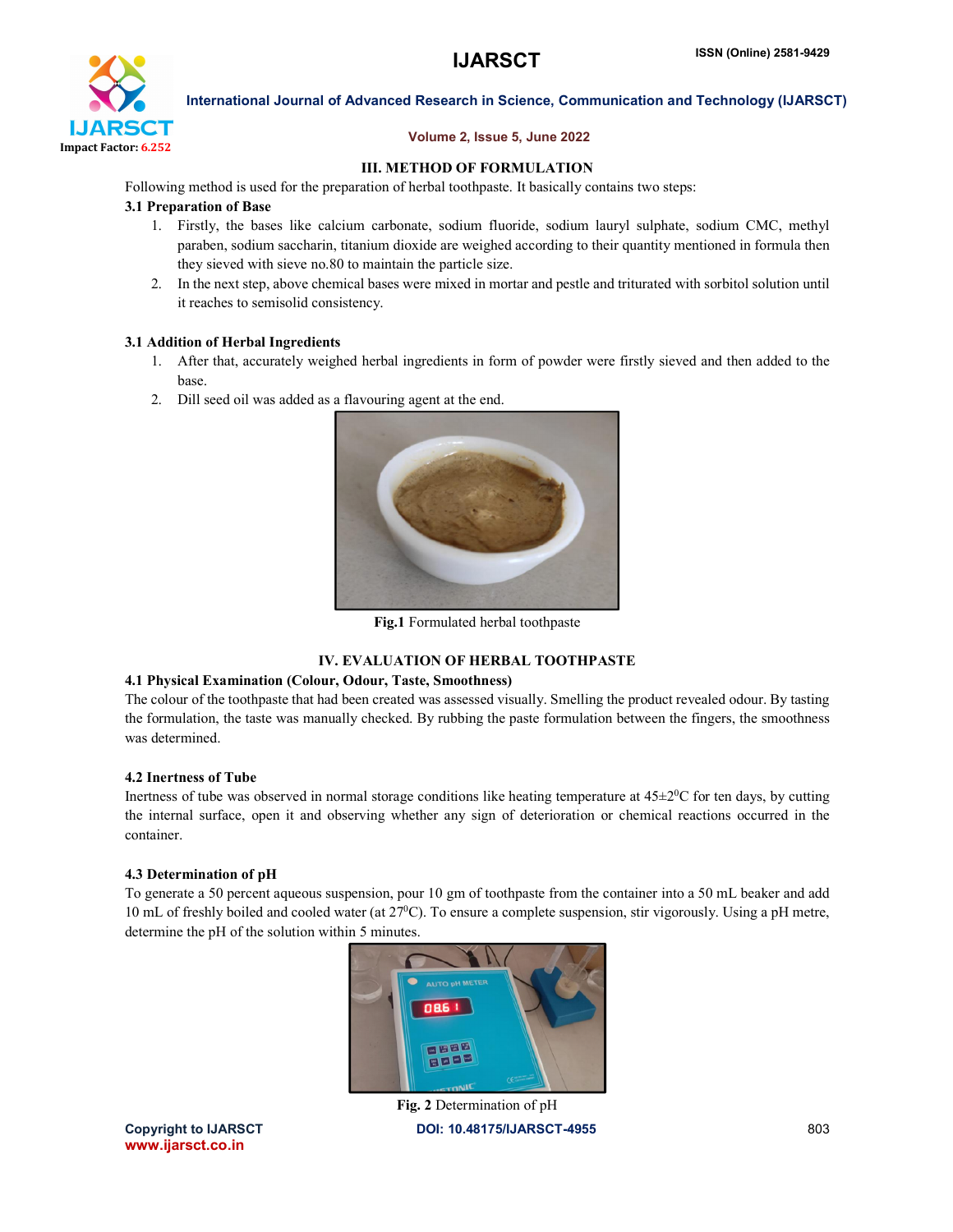## III. METHOD OF FORMULATION

Following method is used for the preparation of herbal toothpaste. It basically contains two steps:

### 3.1 Preparation of Base

1. Firstly, the bases like calcium carbonate, sodium fluoride, sodium lauryl sulphate, sodium CMC, methyl paraben, sodium saccharin, titanium dioxide are weighed according to their quantity mentioned in formula then they sieved with sieve no.80 to maintain the particle size.
2. In the next step, above chemical bases were mixed in mortar and pestle and triturated with sorbitol solution until it reaches to semisolid consistency.

### 3.1 Addition of Herbal Ingredients

1. After that, accurately weighed herbal ingredients in form of powder were firstly sieved and then added to the base.
2. Dill seed oil was added as a flavouring agent at the end.

**Fig.1** Formulated herbal toothpaste

## IV. EVALUATION OF HERBAL TOOTHPASTE

### 4.1 Physical Examination (Colour, Odour, Taste, Smoothness)

The colour of the toothpaste that had been created was assessed visually. Smelling the product revealed odour. By tasting the formulation, the taste was manually checked. By rubbing the paste formulation between the fingers, the smoothness was determined.

### 4.2 Inertness of Tube

Inertness of tube was observed in normal storage conditions like heating temperature at $45\pm2^0$C for ten days, by cutting the internal surface, open it and observing whether any sign of deterioration or chemical reactions occurred in the container.

### 4.3 Determination of pH

To generate a 50 percent aqueous suspension, pour 10 gm of toothpaste from the container into a 50 mL beaker and add 10 mL of freshly boiled and cooled water (at $27^0$C). To ensure a complete suspension, stir vigorously. Using a pH metre, determine the pH of the solution within 5 minutes.

**Fig. 2** Determination of pH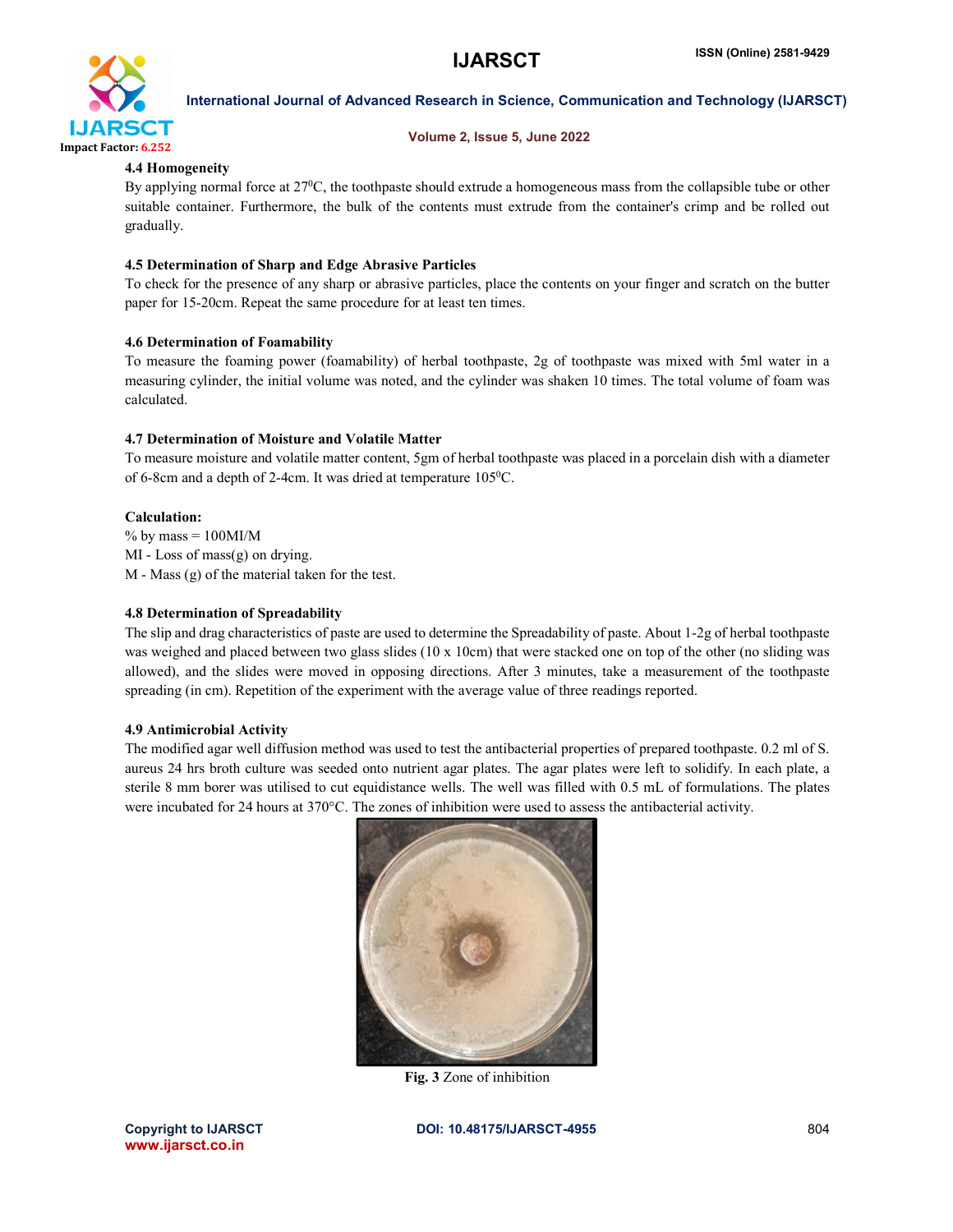### 4.4 Homogeneity

By applying normal force at 27$^0$C, the toothpaste should extrude a homogeneous mass from the collapsible tube or other suitable container. Furthermore, the bulk of the contents must extrude from the container's crimp and be rolled out gradually.

### 4.5 Determination of Sharp and Edge Abrasive Particles

To check for the presence of any sharp or abrasive particles, place the contents on your finger and scratch on the butter paper for 15-20cm. Repeat the same procedure for at least ten times.

### 4.6 Determination of Foamability

To measure the foaming power (foamability) of herbal toothpaste, 2g of toothpaste was mixed with 5ml water in a measuring cylinder, the initial volume was noted, and the cylinder was shaken 10 times. The total volume of foam was calculated.

### 4.7 Determination of Moisture and Volatile Matter

To measure moisture and volatile matter content, 5gm of herbal toothpaste was placed in a porcelain dish with a diameter of 6-8cm and a depth of 2-4cm. It was dried at temperature 105$^0$C.

**Calculation:**

% by mass = 100MI/M

MI - Loss of mass(g) on drying.

M - Mass (g) of the material taken for the test.

### 4.8 Determination of Spreadability

The slip and drag characteristics of paste are used to determine the Spreadability of paste. About 1-2g of herbal toothpaste was weighed and placed between two glass slides (10 x 10cm) that were stacked one on top of the other (no sliding was allowed), and the slides were moved in opposing directions. After 3 minutes, take a measurement of the toothpaste spreading (in cm). Repetition of the experiment with the average value of three readings reported.

### 4.9 Antimicrobial Activity

The modified agar well diffusion method was used to test the antibacterial properties of prepared toothpaste. 0.2 ml of S. aureus 24 hrs broth culture was seeded onto nutrient agar plates. The agar plates were left to solidify. In each plate, a sterile 8 mm borer was utilised to cut equidistance wells. The well was filled with 0.5 mL of formulations. The plates were incubated for 24 hours at 370°C. The zones of inhibition were used to assess the antibacterial activity.

**Fig. 3** Zone of inhibition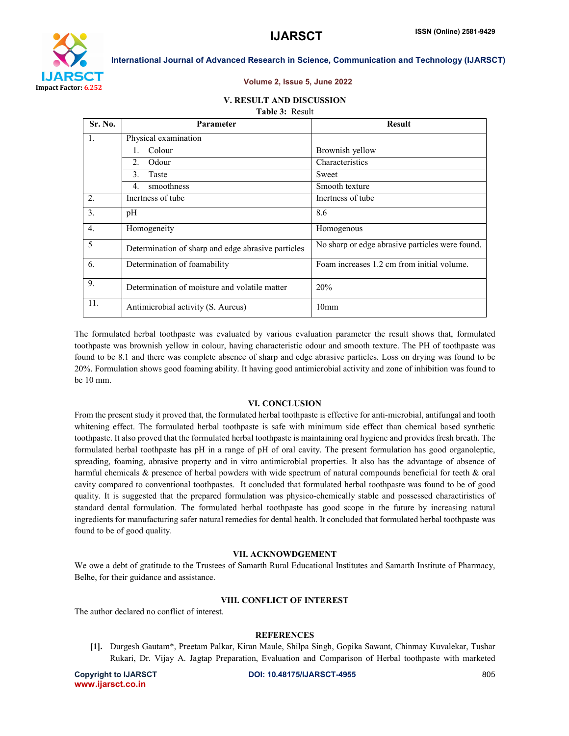## V. RESULT AND DISCUSSION

**Table 3:** Result

| Sr. No. | Parameter | Result |
|---|---|---|
| 1. | Physical examination | |
| | 1. Colour | Brownish yellow |
| | 2. Odour | Characteristics |
| | 3. Taste | Sweet |
| | 4. smoothness | Smooth texture |
| 2. | Inertness of tube | Inertness of tube |
| 3. | pH | 8.6 |
| 4. | Homogeneity | Homogenous |
| 5 | Determination of sharp and edge abrasive particles | No sharp or edge abrasive particles were found. |
| 6. | Determination of foamability | Foam increases 1.2 cm from initial volume. |
| 9. | Determination of moisture and volatile matter | 20% |
| 11. | Antimicrobial activity (S. Aureus) | 10mm |

The formulated herbal toothpaste was evaluated by various evaluation parameter the result shows that, formulated toothpaste was brownish yellow in colour, having characteristic odour and smooth texture. The PH of toothpaste was found to be 8.1 and there was complete absence of sharp and edge abrasive particles. Loss on drying was found to be 20%. Formulation shows good foaming ability. It having good antimicrobial activity and zone of inhibition was found to be 10 mm.

## VI. CONCLUSION

From the present study it proved that, the formulated herbal toothpaste is effective for anti-microbial, antifungal and tooth whitening effect. The formulated herbal toothpaste is safe with minimum side effect than chemical based synthetic toothpaste. It also proved that the formulated herbal toothpaste is maintaining oral hygiene and provides fresh breath. The formulated herbal toothpaste has pH in a range of pH of oral cavity. The present formulation has good organoleptic, spreading, foaming, abrasive property and in vitro antimicrobial properties. It also has the advantage of absence of harmful chemicals & presence of herbal powders with wide spectrum of natural compounds beneficial for teeth & oral cavity compared to conventional toothpastes. It concluded that formulated herbal toothpaste was found to be of good quality. It is suggested that the prepared formulation was physico-chemically stable and possessed charactiristics of standard dental formulation. The formulated herbal toothpaste has good scope in the future by increasing natural ingredients for manufacturing safer natural remedies for dental health. It concluded that formulated herbal toothpaste was found to be of good quality.

## VII. ACKNOWDGEMENT

We owe a debt of gratitude to the Trustees of Samarth Rural Educational Institutes and Samarth Institute of Pharmacy, Belhe, for their guidance and assistance.

## VIII. CONFLICT OF INTEREST

The author declared no conflict of interest.

## REFERENCES

[1]. Durgesh Gautam*, Preetam Palkar, Kiran Maule, Shilpa Singh, Gopika Sawant, Chinmay Kuvalekar, Tushar Rukari, Dr. Vijay A. Jagtap Preparation, Evaluation and Comparison of Herbal toothpaste with marketed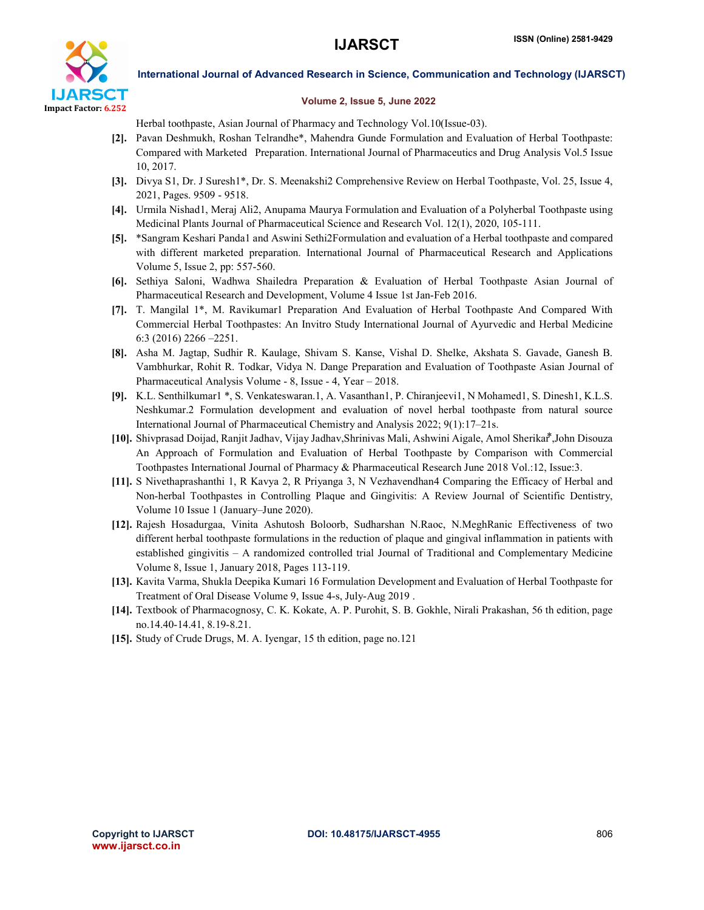Herbal toothpaste, Asian Journal of Pharmacy and Technology Vol.10(Issue-03).

**[2].** Pavan Deshmukh, Roshan Telrandhe*, Mahendra Gunde Formulation and Evaluation of Herbal Toothpaste: Compared with Marketed Preparation. International Journal of Pharmaceutics and Drug Analysis Vol.5 Issue 10, 2017.

**[3].** Divya S1, Dr. J Suresh1*, Dr. S. Meenakshi2 Comprehensive Review on Herbal Toothpaste, Vol. 25, Issue 4, 2021, Pages. 9509 - 9518.

**[4].** Urmila Nishad1, Meraj Ali2, Anupama Maurya Formulation and Evaluation of a Polyherbal Toothpaste using Medicinal Plants Journal of Pharmaceutical Science and Research Vol. 12(1), 2020, 105-111.

**[5].** *Sangram Keshari Panda1 and Aswini Sethi2Formulation and evaluation of a Herbal toothpaste and compared with different marketed preparation. International Journal of Pharmaceutical Research and Applications Volume 5, Issue 2, pp: 557-560.

**[6].** Sethiya Saloni, Wadhwa Shailedra Preparation & Evaluation of Herbal Toothpaste Asian Journal of Pharmaceutical Research and Development, Volume 4 Issue 1st Jan-Feb 2016.

**[7].** T. Mangilal 1*, M. Ravikumar1 Preparation And Evaluation of Herbal Toothpaste And Compared With Commercial Herbal Toothpastes: An Invitro Study International Journal of Ayurvedic and Herbal Medicine 6:3 (2016) 2266 –2251.

**[8].** Asha M. Jagtap, Sudhir R. Kaulage, Shivam S. Kanse, Vishal D. Shelke, Akshata S. Gavade, Ganesh B. Vambhurkar, Rohit R. Todkar, Vidya N. Dange Preparation and Evaluation of Toothpaste Asian Journal of Pharmaceutical Analysis Volume - 8, Issue - 4, Year – 2018.

**[9].** K.L. Senthilkumar1 *, S. Venkateswaran.1, A. Vasanthan1, P. Chiranjeevi1, N Mohamed1, S. Dinesh1, K.L.S. Neshkumar.2 Formulation development and evaluation of novel herbal toothpaste from natural source International Journal of Pharmaceutical Chemistry and Analysis 2022; 9(1):17–21s.

**[10].** Shivprasad Doijad, Ranjit Jadhav, Vijay Jadhav,Shrinivas Mali, Ashwini Aigale, Amol Sherikar*,John Disouza An Approach of Formulation and Evaluation of Herbal Toothpaste by Comparison with Commercial Toothpastes International Journal of Pharmacy & Pharmaceutical Research June 2018 Vol.:12, Issue:3.

**[11].** S Nivethaprashanthi 1, R Kavya 2, R Priyanga 3, N Vezhavendhan4 Comparing the Efficacy of Herbal and Non-herbal Toothpastes in Controlling Plaque and Gingivitis: A Review Journal of Scientific Dentistry, Volume 10 Issue 1 (January–June 2020).

**[12].** Rajesh Hosadurgaa, Vinita Ashutosh Boloorb, Sudharshan N.Raoc, N.MeghRanic Effectiveness of two different herbal toothpaste formulations in the reduction of plaque and gingival inflammation in patients with established gingivitis – A randomized controlled trial Journal of Traditional and Complementary Medicine Volume 8, Issue 1, January 2018, Pages 113-119.

**[13].** Kavita Varma, Shukla Deepika Kumari 16 Formulation Development and Evaluation of Herbal Toothpaste for Treatment of Oral Disease Volume 9, Issue 4-s, July-Aug 2019 .

**[14].** Textbook of Pharmacognosy, C. K. Kokate, A. P. Purohit, S. B. Gokhle, Nirali Prakashan, 56 th edition, page no.14.40-14.41, 8.19-8.21.

**[15].** Study of Crude Drugs, M. A. Iyengar, 15 th edition, page no.121